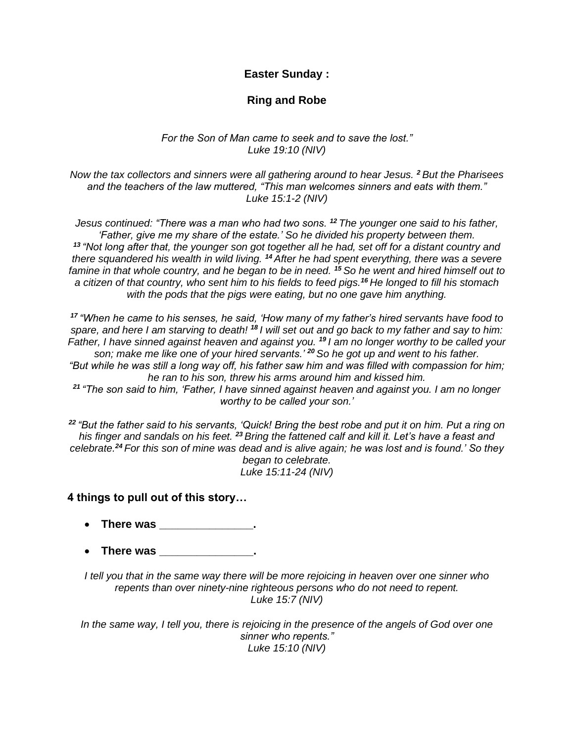**Easter Sunday :**

**Ring and Robe**

*For the Son of Man came to seek and to save the lost."*
*Luke 19:10 (NIV)*

*Now the tax collectors and sinners were all gathering around to hear Jesus. [2] But the Pharisees and the teachers of the law muttered, "This man welcomes sinners and eats with them."*
*Luke 15:1-2 (NIV)*

*Jesus continued: "There was a man who had two sons. [12] The younger one said to his father, 'Father, give me my share of the estate.' So he divided his property between them.*
*[13] "Not long after that, the younger son got together all he had, set off for a distant country and there squandered his wealth in wild living. [14] After he had spent everything, there was a severe famine in that whole country, and he began to be in need. [15] So he went and hired himself out to a citizen of that country, who sent him to his fields to feed pigs.[16] He longed to fill his stomach with the pods that the pigs were eating, but no one gave him anything.*

*[17] "When he came to his senses, he said, 'How many of my father's hired servants have food to spare, and here I am starving to death! [18] I will set out and go back to my father and say to him: Father, I have sinned against heaven and against you. [19] I am no longer worthy to be called your son; make me like one of your hired servants.' [20] So he got up and went to his father.*
*"But while he was still a long way off, his father saw him and was filled with compassion for him; he ran to his son, threw his arms around him and kissed him.*
*[21] "The son said to him, 'Father, I have sinned against heaven and against you. I am no longer worthy to be called your son.'*

*[22] "But the father said to his servants, 'Quick! Bring the best robe and put it on him. Put a ring on his finger and sandals on his feet. [23] Bring the fattened calf and kill it. Let's have a feast and celebrate.[24] For this son of mine was dead and is alive again; he was lost and is found.' So they began to celebrate.*
*Luke 15:11-24 (NIV)*

**4 things to pull out of this story…**

- **There was _______________.**
- **There was _______________.**

*I tell you that in the same way there will be more rejoicing in heaven over one sinner who repents than over ninety-nine righteous persons who do not need to repent.*
*Luke 15:7 (NIV)*

*In the same way, I tell you, there is rejoicing in the presence of the angels of God over one sinner who repents."*
*Luke 15:10 (NIV)*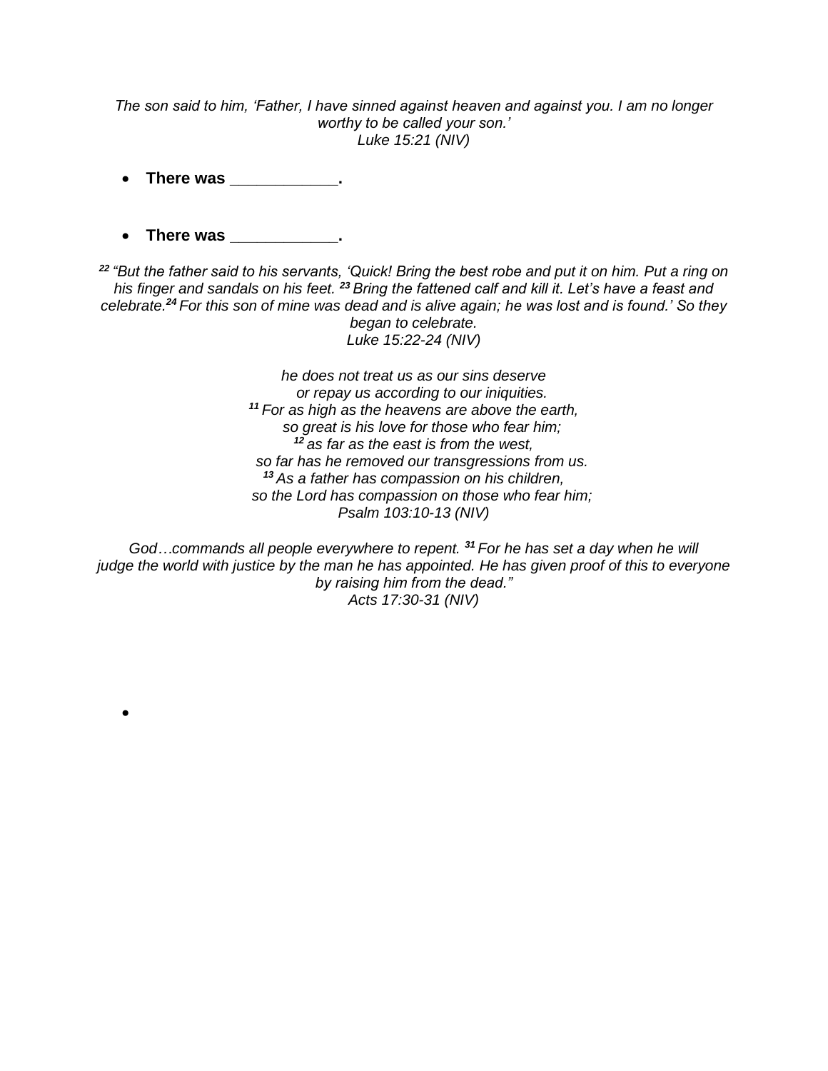*The son said to him, 'Father, I have sinned against heaven and against you. I am no longer worthy to be called your son.'*
*Luke 15:21 (NIV)*

- **There was ___________.**

- **There was ___________.**

*[22] "But the father said to his servants, 'Quick! Bring the best robe and put it on him. Put a ring on his finger and sandals on his feet. [23] Bring the fattened calf and kill it. Let's have a feast and celebrate.[24] For this son of mine was dead and is alive again; he was lost and is found.' So they began to celebrate.*
*Luke 15:22-24 (NIV)*

*he does not treat us as our sins deserve*
*or repay us according to our iniquities.*
*[11] For as high as the heavens are above the earth,*
*so great is his love for those who fear him;*
*[12] as far as the east is from the west,*
*so far has he removed our transgressions from us.*
*[13] As a father has compassion on his children,*
*so the Lord has compassion on those who fear him;*
*Psalm 103:10-13 (NIV)*

*God…commands all people everywhere to repent. [31] For he has set a day when he will judge the world with justice by the man he has appointed. He has given proof of this to everyone by raising him from the dead."*
*Acts 17:30-31 (NIV)*

-